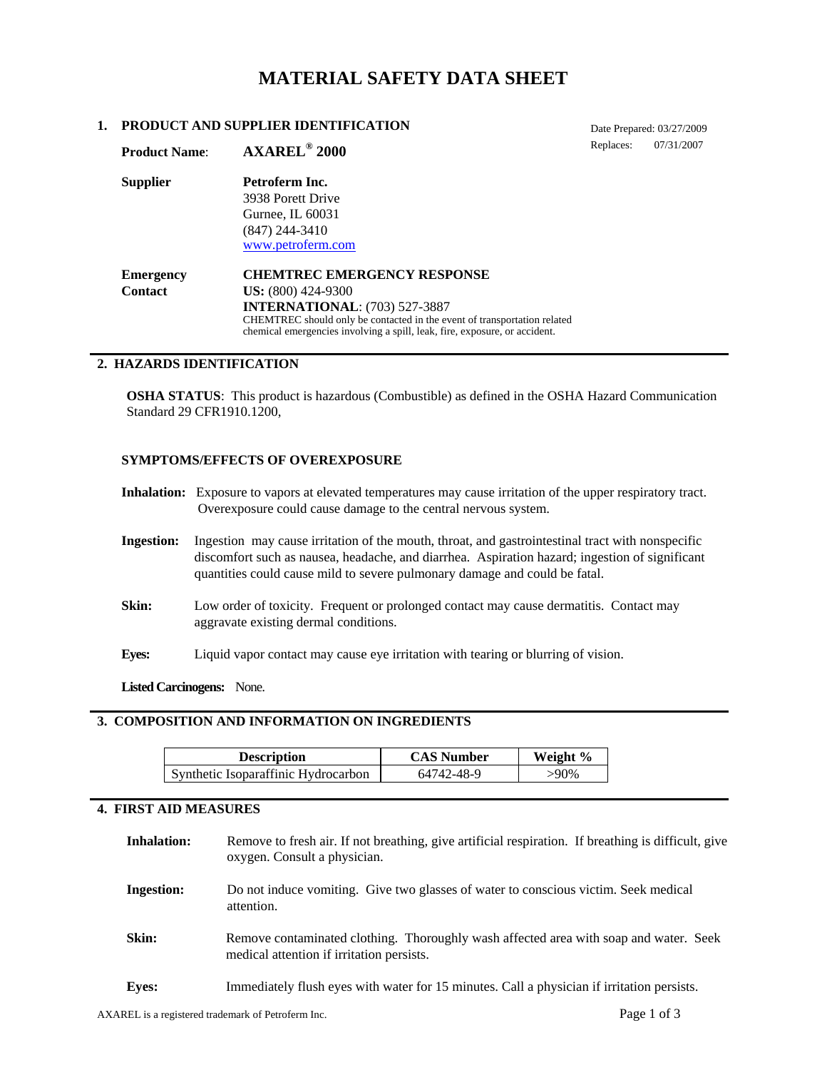# MATERIAL SAFETY DATA SHEET

## 1. PRODUCT AND SUPPLIER IDENTIFICATION

Date Prepared: 03/27/2009
Replaces: 07/31/2007

**Product Name**: **AXAREL® 2000**

**Supplier** **Petroferm Inc.**
3938 Porett Drive
Gurnee, IL 60031
(847) 244-3410
www.petroferm.com

**Emergency Contact** **CHEMTREC EMERGENCY RESPONSE**
**US:** (800) 424-9300
**INTERNATIONAL**: (703) 527-3887
CHEMTREC should only be contacted in the event of transportation related chemical emergencies involving a spill, leak, fire, exposure, or accident.

## 2. HAZARDS IDENTIFICATION

**OSHA STATUS**: This product is hazardous (Combustible) as defined in the OSHA Hazard Communication Standard 29 CFR1910.1200,

**SYMPTOMS/EFFECTS OF OVEREXPOSURE**

**Inhalation:** Exposure to vapors at elevated temperatures may cause irritation of the upper respiratory tract. Overexposure could cause damage to the central nervous system.

**Ingestion:** Ingestion may cause irritation of the mouth, throat, and gastrointestinal tract with nonspecific discomfort such as nausea, headache, and diarrhea. Aspiration hazard; ingestion of significant quantities could cause mild to severe pulmonary damage and could be fatal.

**Skin:** Low order of toxicity. Frequent or prolonged contact may cause dermatitis. Contact may aggravate existing dermal conditions.

**Eyes:** Liquid vapor contact may cause eye irritation with tearing or blurring of vision.

**Listed Carcinogens:** None.

## 3. COMPOSITION AND INFORMATION ON INGREDIENTS

| Description | CAS Number | Weight % |
|---|---|---|
| Synthetic Isoparaffinic Hydrocarbon | 64742-48-9 | >90% |

## 4. FIRST AID MEASURES

**Inhalation:** Remove to fresh air. If not breathing, give artificial respiration. If breathing is difficult, give oxygen. Consult a physician.

**Ingestion:** Do not induce vomiting. Give two glasses of water to conscious victim. Seek medical attention.

**Skin:** Remove contaminated clothing. Thoroughly wash affected area with soap and water. Seek medical attention if irritation persists.

**Eyes:** Immediately flush eyes with water for 15 minutes. Call a physician if irritation persists.

AXAREL is a registered trademark of Petroferm Inc.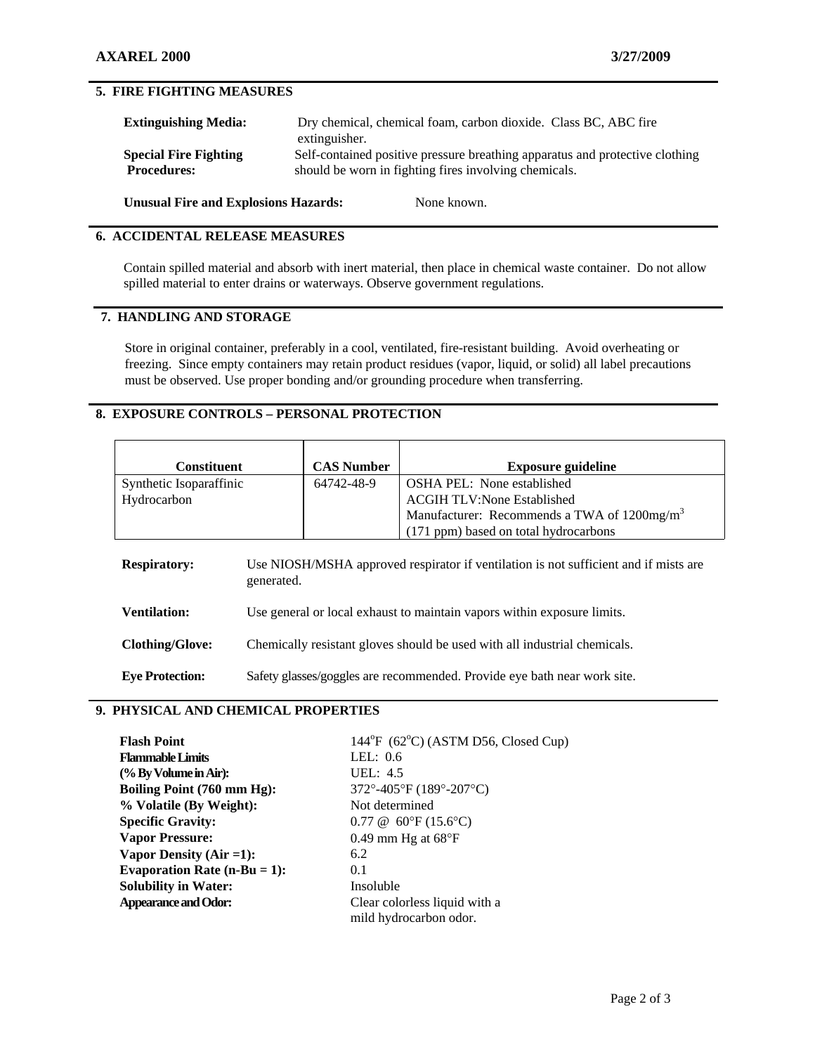## 5. FIRE FIGHTING MEASURES

**Extinguishing Media:** Dry chemical, chemical foam, carbon dioxide. Class BC, ABC fire extinguisher.

**Special Fire Fighting Procedures:** Self-contained positive pressure breathing apparatus and protective clothing should be worn in fighting fires involving chemicals.

**Unusual Fire and Explosions Hazards:** None known.

## 6. ACCIDENTAL RELEASE MEASURES

Contain spilled material and absorb with inert material, then place in chemical waste container. Do not allow spilled material to enter drains or waterways. Observe government regulations.

## 7. HANDLING AND STORAGE

Store in original container, preferably in a cool, ventilated, fire-resistant building. Avoid overheating or freezing. Since empty containers may retain product residues (vapor, liquid, or solid) all label precautions must be observed. Use proper bonding and/or grounding procedure when transferring.

## 8. EXPOSURE CONTROLS – PERSONAL PROTECTION

| Constituent | CAS Number | Exposure guideline |
|---|---|---|
| Synthetic Isoparaffinic Hydrocarbon | 64742-48-9 | OSHA PEL: None established<br>ACGIH TLV:None Established<br>Manufacturer: Recommends a TWA of 1200mg/m$^3$ (171 ppm) based on total hydrocarbons |

**Respiratory:** Use NIOSH/MSHA approved respirator if ventilation is not sufficient and if mists are generated.

**Ventilation:** Use general or local exhaust to maintain vapors within exposure limits.

**Clothing/Glove:** Chemically resistant gloves should be used with all industrial chemicals.

**Eye Protection:** Safety glasses/goggles are recommended. Provide eye bath near work site.

## 9. PHYSICAL AND CHEMICAL PROPERTIES

**Flash Point** 144°F (62°C) (ASTM D56, Closed Cup)

**Flammable Limits (% By Volume in Air):** LEL: 0.6; UEL: 4.5

**Boiling Point (760 mm Hg):** 372°-405°F (189°-207°C)

**% Volatile (By Weight):** Not determined

**Specific Gravity:** 0.77 @ 60°F (15.6°C)

**Vapor Pressure:** 0.49 mm Hg at 68°F

**Vapor Density (Air =1):** 6.2

**Evaporation Rate (n-Bu = 1):** 0.1

**Solubility in Water:** Insoluble

**Appearance and Odor:** Clear colorless liquid with a mild hydrocarbon odor.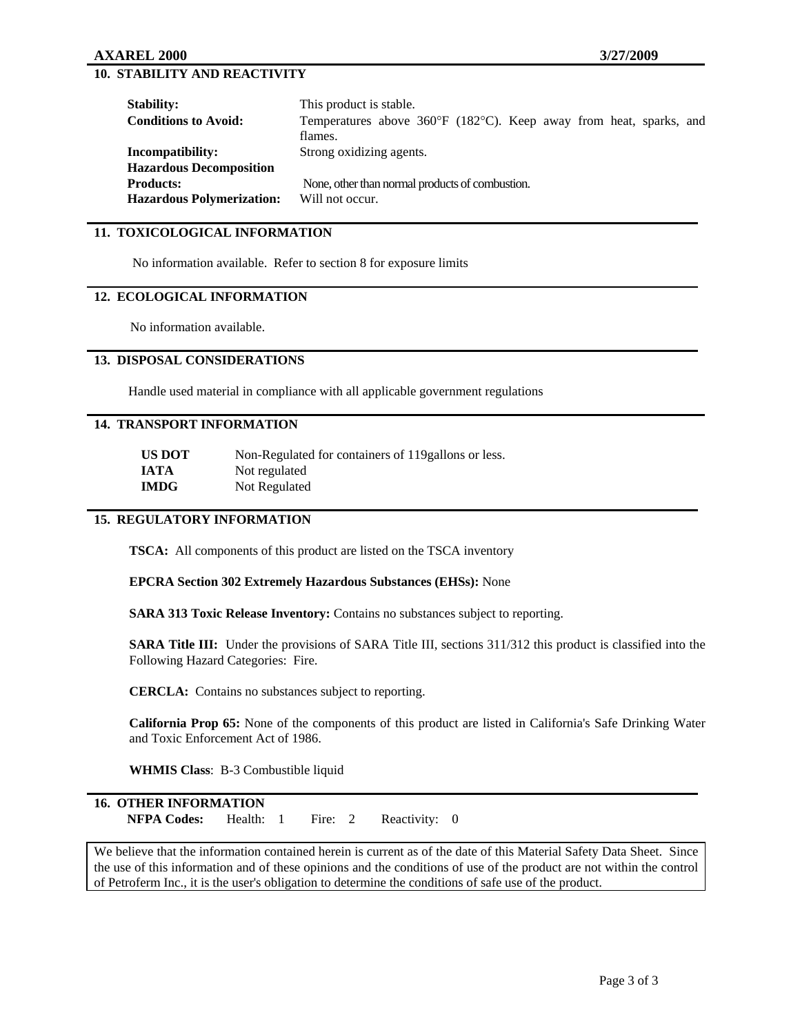## 10. STABILITY AND REACTIVITY

| | |
|---|---|
| **Stability:** | This product is stable. |
| **Conditions to Avoid:** | Temperatures above 360°F (182°C). Keep away from heat, sparks, and flames. |
| **Incompatibility:** | Strong oxidizing agents. |
| **Hazardous Decomposition Products:** | None, other than normal products of combustion. |
| **Hazardous Polymerization:** | Will not occur. |

## 11. TOXICOLOGICAL INFORMATION

No information available. Refer to section 8 for exposure limits

## 12. ECOLOGICAL INFORMATION

No information available.

## 13. DISPOSAL CONSIDERATIONS

Handle used material in compliance with all applicable government regulations

## 14. TRANSPORT INFORMATION

| | |
|---|---|
| **US DOT** | Non-Regulated for containers of 119gallons or less. |
| **IATA** | Not regulated |
| **IMDG** | Not Regulated |

## 15. REGULATORY INFORMATION

**TSCA:** All components of this product are listed on the TSCA inventory

**EPCRA Section 302 Extremely Hazardous Substances (EHSs):** None

**SARA 313 Toxic Release Inventory:** Contains no substances subject to reporting.

**SARA Title III:** Under the provisions of SARA Title III, sections 311/312 this product is classified into the Following Hazard Categories: Fire.

**CERCLA:** Contains no substances subject to reporting.

**California Prop 65:** None of the components of this product are listed in California's Safe Drinking Water and Toxic Enforcement Act of 1986.

**WHMIS Class**: B-3 Combustible liquid

## 16. OTHER INFORMATION

**NFPA Codes:** Health: 1 Fire: 2 Reactivity: 0

We believe that the information contained herein is current as of the date of this Material Safety Data Sheet. Since the use of this information and of these opinions and the conditions of use of the product are not within the control of Petroferm Inc., it is the user's obligation to determine the conditions of safe use of the product.